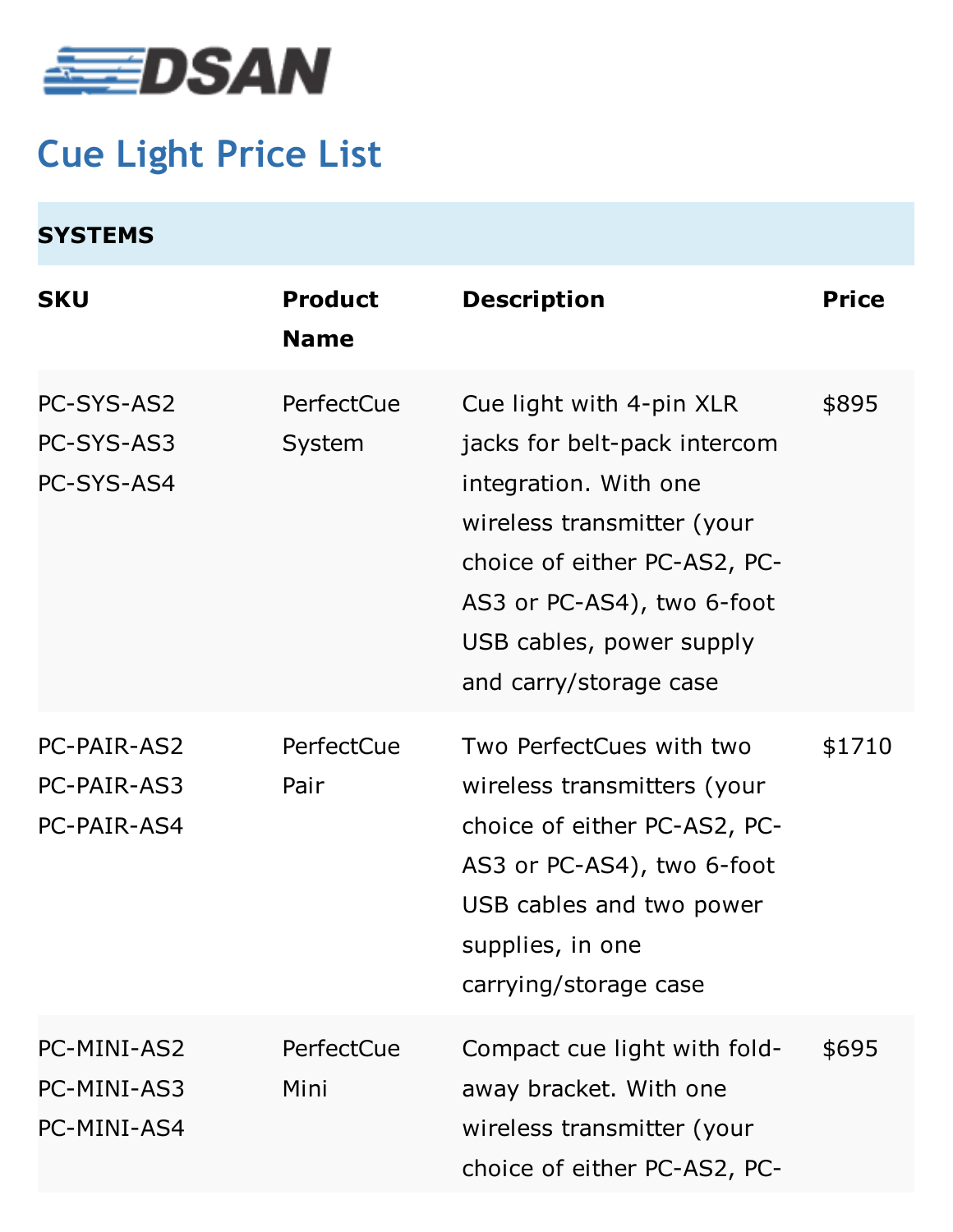DSAN

# Cue Light Price List

| SYSTEMS | | | |
|---|---|---|---|
| **SKU** | **Product Name** | **Description** | **Price** |
| PC-SYS-AS2<br>PC-SYS-AS3<br>PC-SYS-AS4 | PerfectCue System | Cue light with 4-pin XLR jacks for belt-pack intercom integration. With one wireless transmitter (your choice of either PC-AS2, PC-AS3 or PC-AS4), two 6-foot USB cables, power supply and carry/storage case | $895 |
| PC-PAIR-AS2<br>PC-PAIR-AS3<br>PC-PAIR-AS4 | PerfectCue Pair | Two PerfectCues with two wireless transmitters (your choice of either PC-AS2, PC-AS3 or PC-AS4), two 6-foot USB cables and two power supplies, in one carrying/storage case | $1710 |
| PC-MINI-AS2<br>PC-MINI-AS3<br>PC-MINI-AS4 | PerfectCue Mini | Compact cue light with fold-away bracket. With one wireless transmitter (your choice of either PC-AS2, PC- | $695 |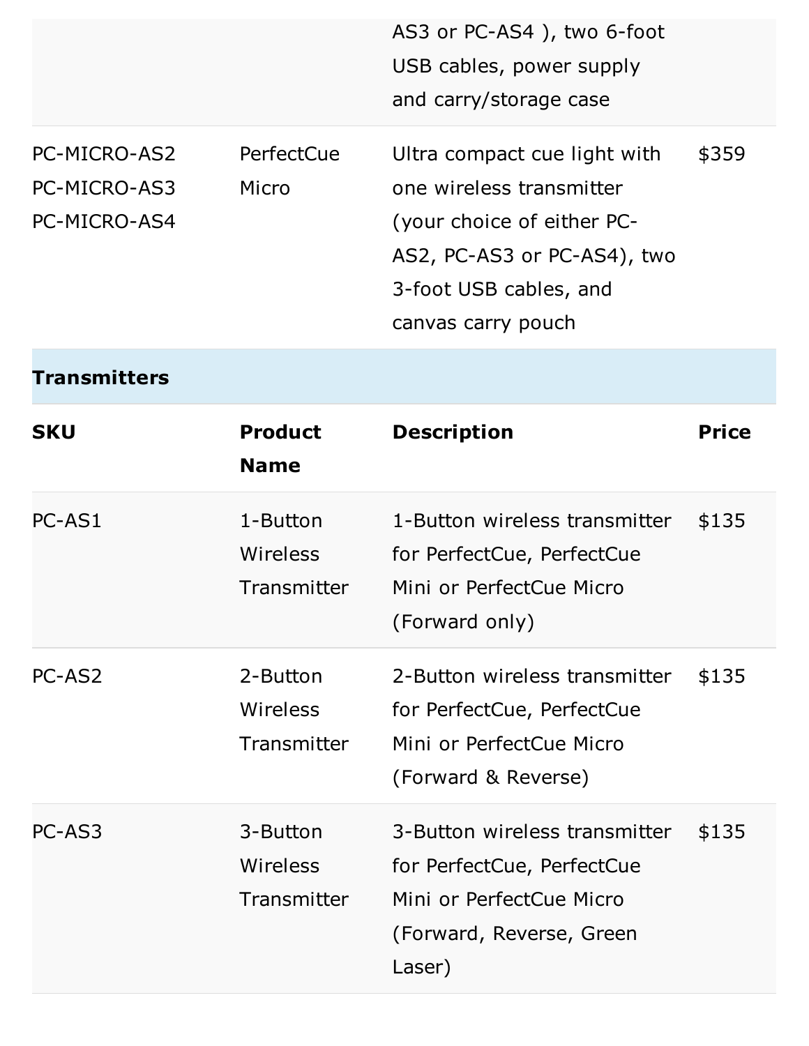| | | AS3 or PC-AS4 ), two 6-foot USB cables, power supply and carry/storage case | |
|---|---|---|---|
| PC-MICRO-AS2 PC-MICRO-AS3 PC-MICRO-AS4 | PerfectCue Micro | Ultra compact cue light with one wireless transmitter (your choice of either PC-AS2, PC-AS3 or PC-AS4), two 3-foot USB cables, and canvas carry pouch | $359 |

**Transmitters**

| SKU | Product Name | Description | Price |
|---|---|---|---|
| PC-AS1 | 1-Button Wireless Transmitter | 1-Button wireless transmitter for PerfectCue, PerfectCue Mini or PerfectCue Micro (Forward only) | $135 |
| PC-AS2 | 2-Button Wireless Transmitter | 2-Button wireless transmitter for PerfectCue, PerfectCue Mini or PerfectCue Micro (Forward & Reverse) | $135 |
| PC-AS3 | 3-Button Wireless Transmitter | 3-Button wireless transmitter for PerfectCue, PerfectCue Mini or PerfectCue Micro (Forward, Reverse, Green Laser) | $135 |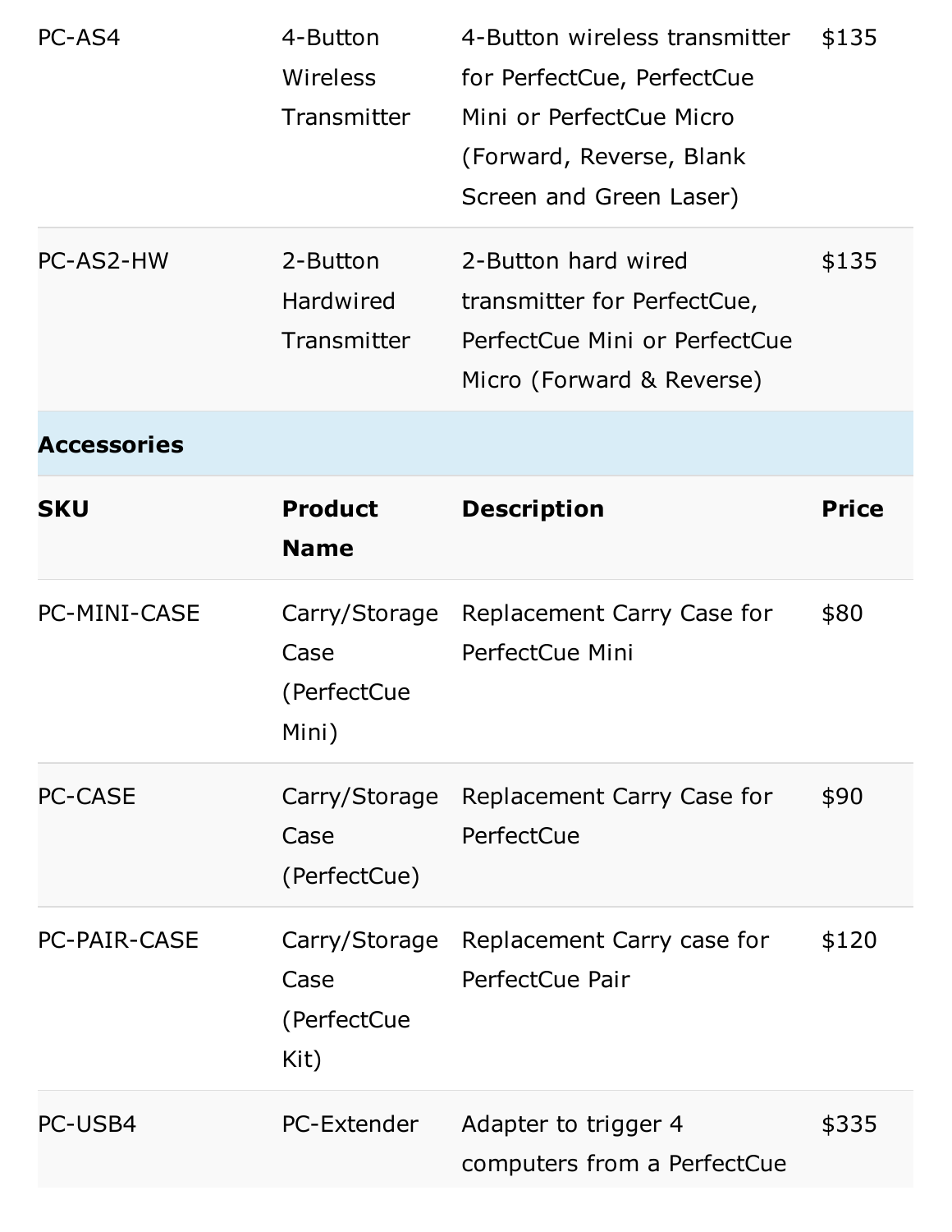| PC-AS4 | 4-Button Wireless Transmitter | 4-Button wireless transmitter for PerfectCue, PerfectCue Mini or PerfectCue Micro (Forward, Reverse, Blank Screen and Green Laser) | $135 |
|---|---|---|---|
| PC-AS2-HW | 2-Button Hardwired Transmitter | 2-Button hard wired transmitter for PerfectCue, PerfectCue Mini or PerfectCue Micro (Forward & Reverse) | $135 |

**Accessories**

| SKU | Product Name | Description | Price |
|---|---|---|---|
| PC-MINI-CASE | Carry/Storage Case (PerfectCue Mini) | Replacement Carry Case for PerfectCue Mini | $80 |
| PC-CASE | Carry/Storage Case (PerfectCue) | Replacement Carry Case for PerfectCue | $90 |
| PC-PAIR-CASE | Carry/Storage Case (PerfectCue Kit) | Replacement Carry case for PerfectCue Pair | $120 |
| PC-USB4 | PC-Extender | Adapter to trigger 4 computers from a PerfectCue | $335 |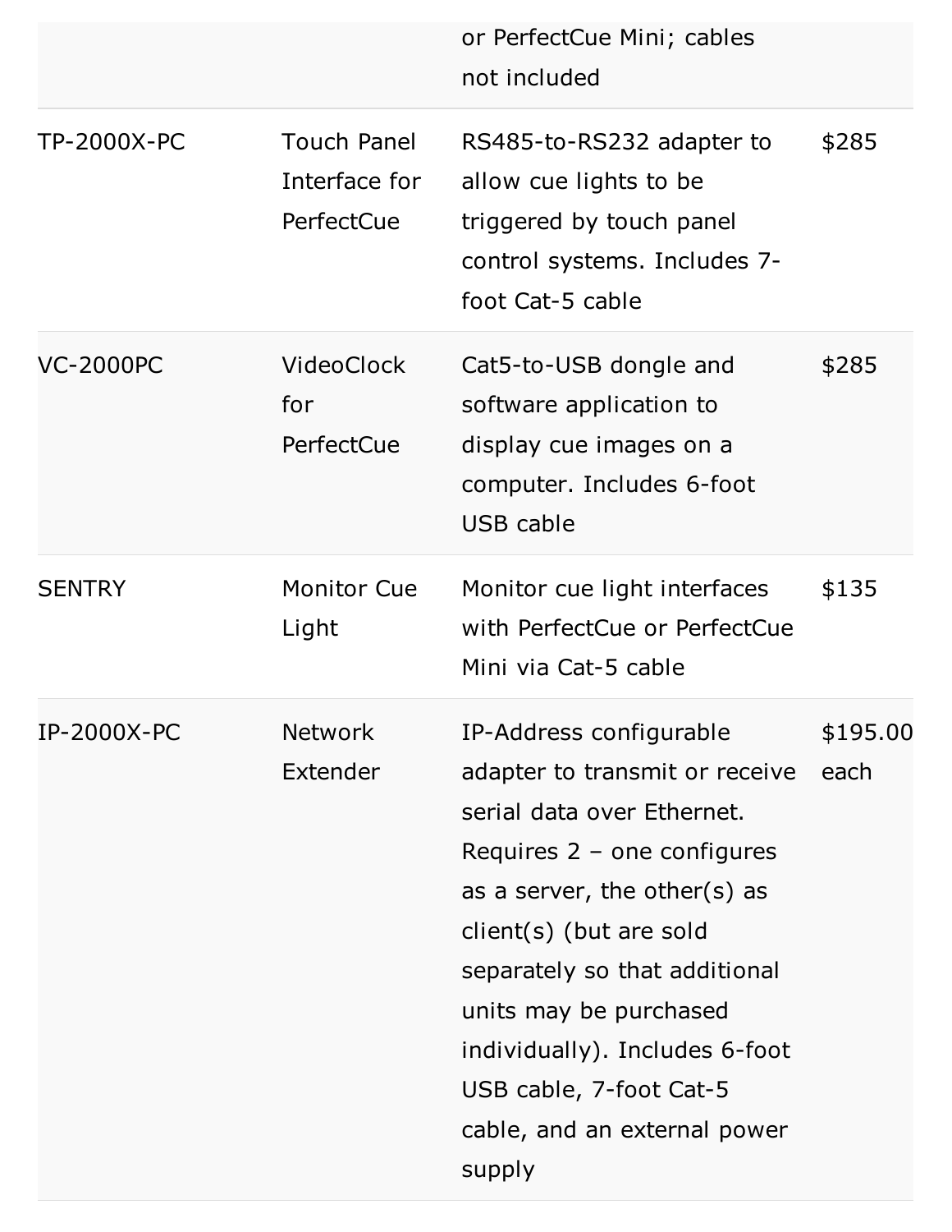| | | or PerfectCue Mini; cables not included | |
|---|---|---|---|
| TP-2000X-PC | Touch Panel Interface for PerfectCue | RS485-to-RS232 adapter to allow cue lights to be triggered by touch panel control systems. Includes 7-foot Cat-5 cable | $285 |
| VC-2000PC | VideoClock for PerfectCue | Cat5-to-USB dongle and software application to display cue images on a computer. Includes 6-foot USB cable | $285 |
| SENTRY | Monitor Cue Light | Monitor cue light interfaces with PerfectCue or PerfectCue Mini via Cat-5 cable | $135 |
| IP-2000X-PC | Network Extender | IP-Address configurable adapter to transmit or receive serial data over Ethernet. Requires 2 – one configures as a server, the other(s) as client(s) (but are sold separately so that additional units may be purchased individually). Includes 6-foot USB cable, 7-foot Cat-5 cable, and an external power supply | $195.00 each |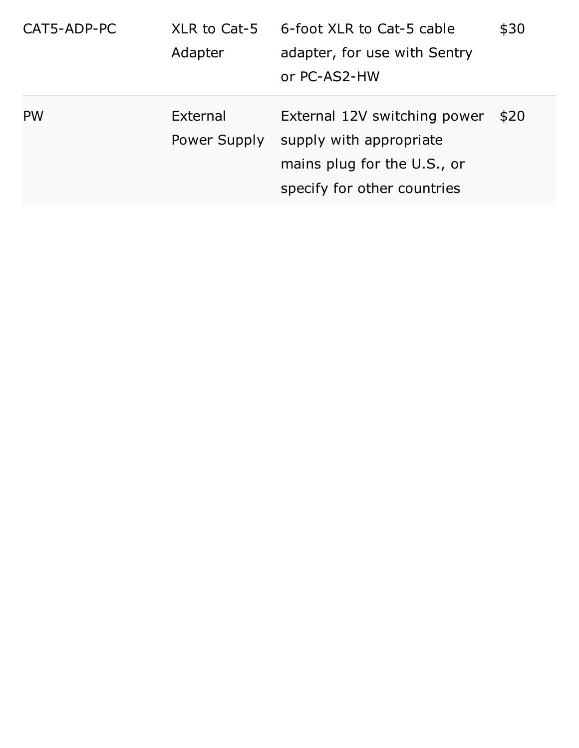| | | | |
|---|---|---|---|
| CAT5-ADP-PC | XLR to Cat-5 Adapter | 6-foot XLR to Cat-5 cable adapter, for use with Sentry or PC-AS2-HW | $30 |
| PW | External Power Supply | External 12V switching power supply with appropriate mains plug for the U.S., or specify for other countries | $20 |